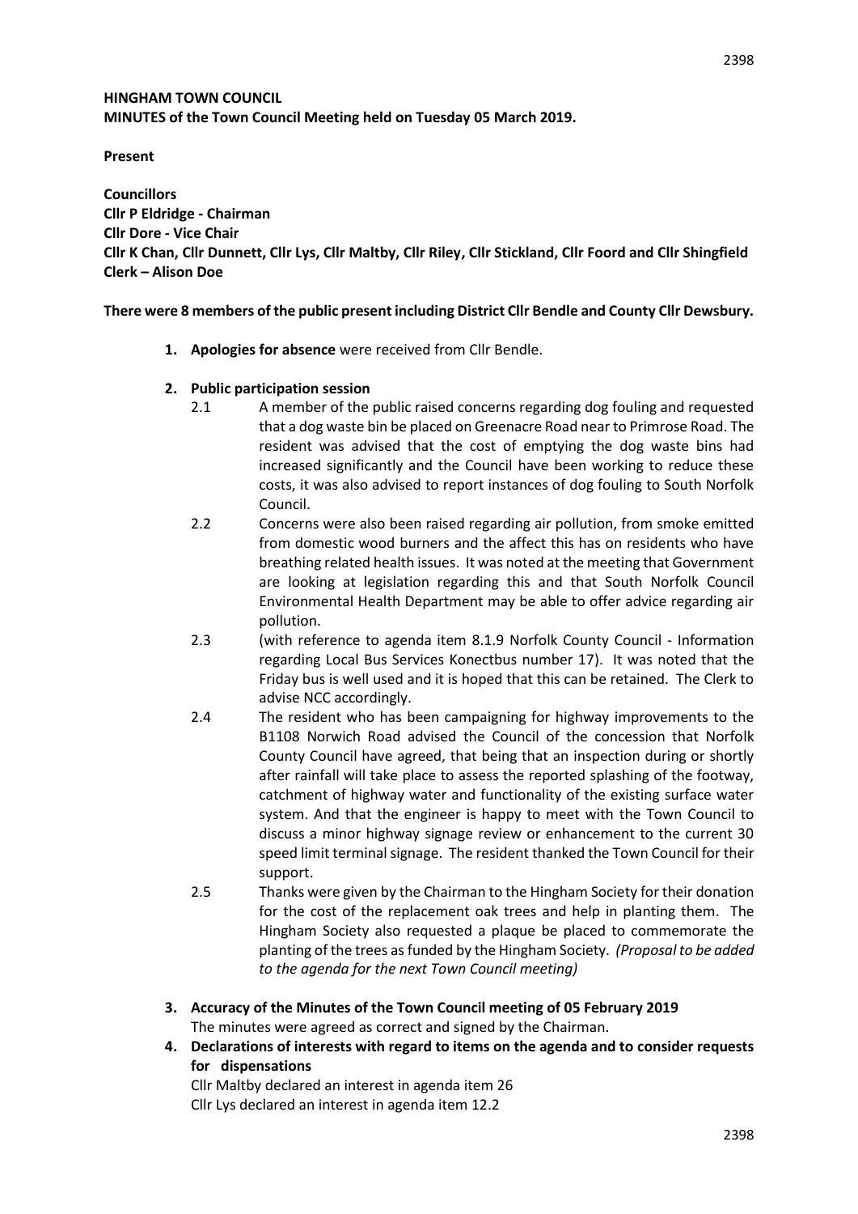**HINGHAM TOWN COUNCIL**
**MINUTES of the Town Council Meeting held on Tuesday 05 March 2019.**

**Present**

**Councillors**
**Cllr P Eldridge - Chairman**
**Cllr Dore - Vice Chair**
**Cllr K Chan, Cllr Dunnett, Cllr Lys, Cllr Maltby, Cllr Riley, Cllr Stickland, Cllr Foord and Cllr Shingfield**
**Clerk – Alison Doe**

**There were 8 members of the public present including District Cllr Bendle and County Cllr Dewsbury.**

1. **Apologies for absence** were received from Cllr Bendle.

2. **Public participation session**
   - 2.1 A member of the public raised concerns regarding dog fouling and requested that a dog waste bin be placed on Greenacre Road near to Primrose Road. The resident was advised that the cost of emptying the dog waste bins had increased significantly and the Council have been working to reduce these costs, it was also advised to report instances of dog fouling to South Norfolk Council.
   - 2.2 Concerns were also been raised regarding air pollution, from smoke emitted from domestic wood burners and the affect this has on residents who have breathing related health issues. It was noted at the meeting that Government are looking at legislation regarding this and that South Norfolk Council Environmental Health Department may be able to offer advice regarding air pollution.
   - 2.3 (with reference to agenda item 8.1.9 Norfolk County Council - Information regarding Local Bus Services Konectbus number 17). It was noted that the Friday bus is well used and it is hoped that this can be retained. The Clerk to advise NCC accordingly.
   - 2.4 The resident who has been campaigning for highway improvements to the B1108 Norwich Road advised the Council of the concession that Norfolk County Council have agreed, that being that an inspection during or shortly after rainfall will take place to assess the reported splashing of the footway, catchment of highway water and functionality of the existing surface water system. And that the engineer is happy to meet with the Town Council to discuss a minor highway signage review or enhancement to the current 30 speed limit terminal signage. The resident thanked the Town Council for their support.
   - 2.5 Thanks were given by the Chairman to the Hingham Society for their donation for the cost of the replacement oak trees and help in planting them. The Hingham Society also requested a plaque be placed to commemorate the planting of the trees as funded by the Hingham Society. *(Proposal to be added to the agenda for the next Town Council meeting)*

3. **Accuracy of the Minutes of the Town Council meeting of 05 February 2019**
   The minutes were agreed as correct and signed by the Chairman.

4. **Declarations of interests with regard to items on the agenda and to consider requests for dispensations**
   Cllr Maltby declared an interest in agenda item 26
   Cllr Lys declared an interest in agenda item 12.2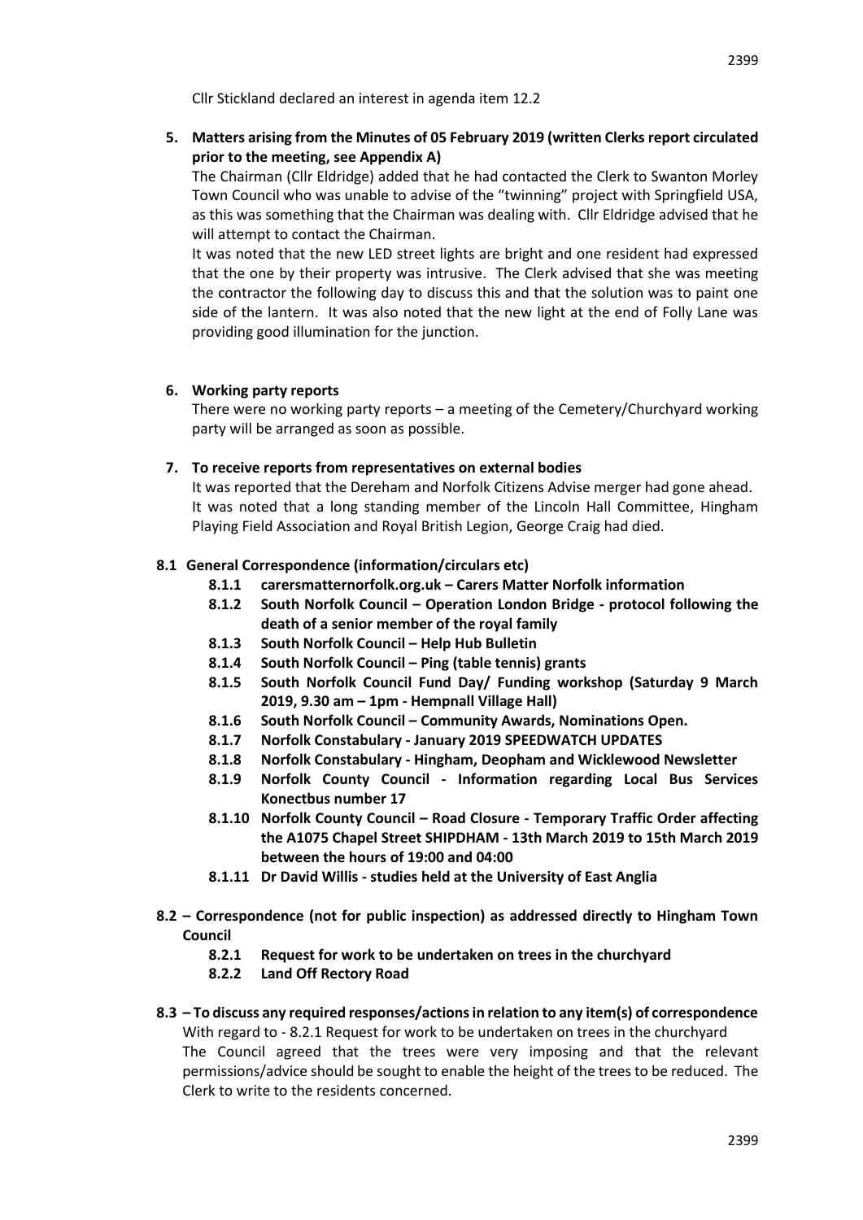Cllr Stickland declared an interest in agenda item 12.2

**5. Matters arising from the Minutes of 05 February 2019 (written Clerks report circulated prior to the meeting, see Appendix A)**

The Chairman (Cllr Eldridge) added that he had contacted the Clerk to Swanton Morley Town Council who was unable to advise of the "twinning" project with Springfield USA, as this was something that the Chairman was dealing with. Cllr Eldridge advised that he will attempt to contact the Chairman.

It was noted that the new LED street lights are bright and one resident had expressed that the one by their property was intrusive. The Clerk advised that she was meeting the contractor the following day to discuss this and that the solution was to paint one side of the lantern. It was also noted that the new light at the end of Folly Lane was providing good illumination for the junction.

**6. Working party reports**

There were no working party reports – a meeting of the Cemetery/Churchyard working party will be arranged as soon as possible.

**7. To receive reports from representatives on external bodies**

It was reported that the Dereham and Norfolk Citizens Advise merger had gone ahead. It was noted that a long standing member of the Lincoln Hall Committee, Hingham Playing Field Association and Royal British Legion, George Craig had died.

**8.1 General Correspondence (information/circulars etc)**

- **8.1.1 carersmatternorfolk.org.uk – Carers Matter Norfolk information**
- **8.1.2 South Norfolk Council – Operation London Bridge - protocol following the death of a senior member of the royal family**
- **8.1.3 South Norfolk Council – Help Hub Bulletin**
- **8.1.4 South Norfolk Council – Ping (table tennis) grants**
- **8.1.5 South Norfolk Council Fund Day/ Funding workshop (Saturday 9 March 2019, 9.30 am – 1pm - Hempnall Village Hall)**
- **8.1.6 South Norfolk Council – Community Awards, Nominations Open.**
- **8.1.7 Norfolk Constabulary - January 2019 SPEEDWATCH UPDATES**
- **8.1.8 Norfolk Constabulary - Hingham, Deopham and Wicklewood Newsletter**
- **8.1.9 Norfolk County Council - Information regarding Local Bus Services Konectbus number 17**
- **8.1.10 Norfolk County Council – Road Closure - Temporary Traffic Order affecting the A1075 Chapel Street SHIPDHAM - 13th March 2019 to 15th March 2019 between the hours of 19:00 and 04:00**
- **8.1.11 Dr David Willis - studies held at the University of East Anglia**

**8.2 – Correspondence (not for public inspection) as addressed directly to Hingham Town Council**

- **8.2.1 Request for work to be undertaken on trees in the churchyard**
- **8.2.2 Land Off Rectory Road**

**8.3 – To discuss any required responses/actions in relation to any item(s) of correspondence**

With regard to - 8.2.1 Request for work to be undertaken on trees in the churchyard

The Council agreed that the trees were very imposing and that the relevant permissions/advice should be sought to enable the height of the trees to be reduced. The Clerk to write to the residents concerned.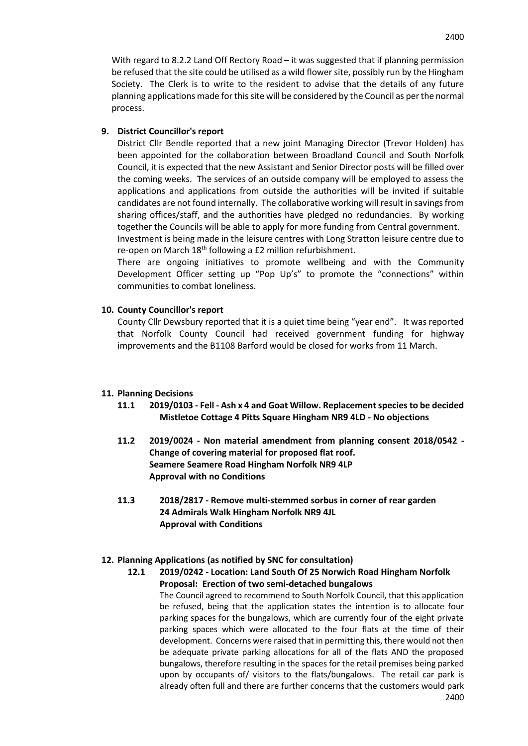With regard to 8.2.2 Land Off Rectory Road – it was suggested that if planning permission be refused that the site could be utilised as a wild flower site, possibly run by the Hingham Society. The Clerk is to write to the resident to advise that the details of any future planning applications made for this site will be considered by the Council as per the normal process.

**9. District Councillor's report**

District Cllr Bendle reported that a new joint Managing Director (Trevor Holden) has been appointed for the collaboration between Broadland Council and South Norfolk Council, it is expected that the new Assistant and Senior Director posts will be filled over the coming weeks. The services of an outside company will be employed to assess the applications and applications from outside the authorities will be invited if suitable candidates are not found internally. The collaborative working will result in savings from sharing offices/staff, and the authorities have pledged no redundancies. By working together the Councils will be able to apply for more funding from Central government.

Investment is being made in the leisure centres with Long Stratton leisure centre due to re-open on March 18th following a £2 million refurbishment.

There are ongoing initiatives to promote wellbeing and with the Community Development Officer setting up "Pop Up's" to promote the "connections" within communities to combat loneliness.

**10. County Councillor's report**

County Cllr Dewsbury reported that it is a quiet time being "year end". It was reported that Norfolk County Council had received government funding for highway improvements and the B1108 Barford would be closed for works from 11 March.

**11. Planning Decisions**

**11.1 2019/0103 - Fell - Ash x 4 and Goat Willow. Replacement species to be decided Mistletoe Cottage 4 Pitts Square Hingham NR9 4LD - No objections**

**11.2 2019/0024 - Non material amendment from planning consent 2018/0542 - Change of covering material for proposed flat roof. Seamere Seamere Road Hingham Norfolk NR9 4LP Approval with no Conditions**

**11.3 2018/2817 - Remove multi-stemmed sorbus in corner of rear garden 24 Admirals Walk Hingham Norfolk NR9 4JL Approval with Conditions**

**12. Planning Applications (as notified by SNC for consultation)**

**12.1 2019/0242 - Location: Land South Of 25 Norwich Road Hingham Norfolk Proposal: Erection of two semi-detached bungalows**

The Council agreed to recommend to South Norfolk Council, that this application be refused, being that the application states the intention is to allocate four parking spaces for the bungalows, which are currently four of the eight private parking spaces which were allocated to the four flats at the time of their development. Concerns were raised that in permitting this, there would not then be adequate private parking allocations for all of the flats AND the proposed bungalows, therefore resulting in the spaces for the retail premises being parked upon by occupants of/ visitors to the flats/bungalows. The retail car park is already often full and there are further concerns that the customers would park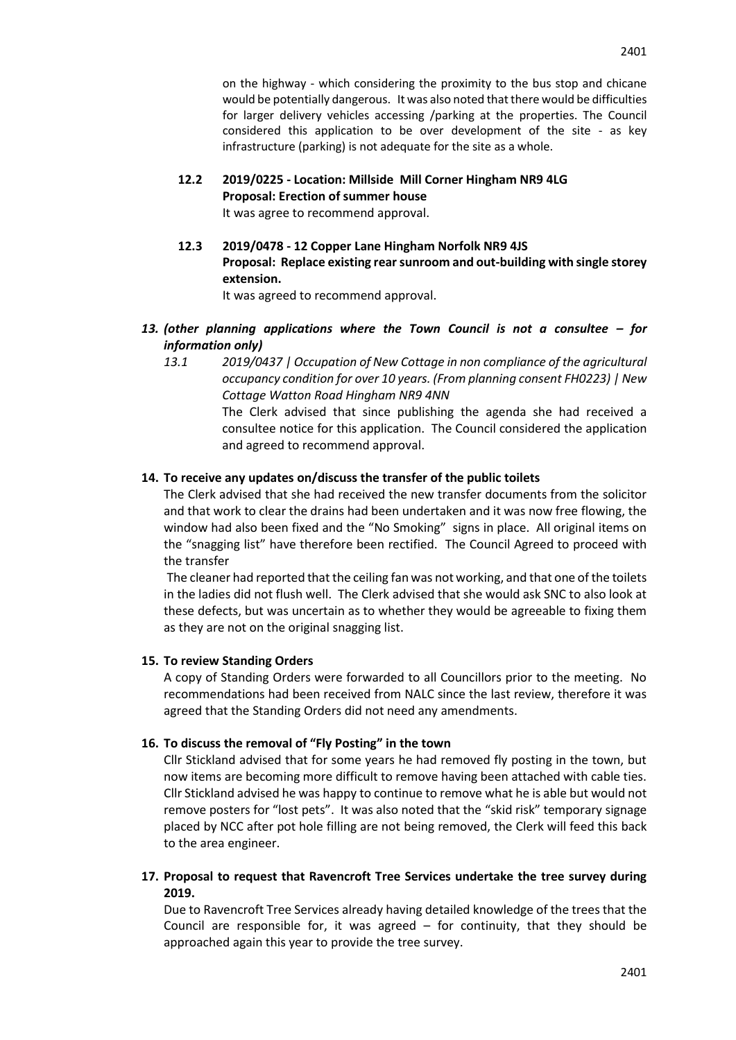on the highway - which considering the proximity to the bus stop and chicane would be potentially dangerous. It was also noted that there would be difficulties for larger delivery vehicles accessing /parking at the properties. The Council considered this application to be over development of the site - as key infrastructure (parking) is not adequate for the site as a whole.

**12.2 2019/0225 - Location: Millside Mill Corner Hingham NR9 4LG**
**Proposal: Erection of summer house**
It was agree to recommend approval.

**12.3 2019/0478 - 12 Copper Lane Hingham Norfolk NR9 4JS**
**Proposal: Replace existing rear sunroom and out-building with single storey extension.**
It was agreed to recommend approval.

***13. (other planning applications where the Town Council is not a consultee – for information only)***

*13.1 2019/0437 | Occupation of New Cottage in non compliance of the agricultural occupancy condition for over 10 years. (From planning consent FH0223) | New Cottage Watton Road Hingham NR9 4NN*

The Clerk advised that since publishing the agenda she had received a consultee notice for this application. The Council considered the application and agreed to recommend approval.

**14. To receive any updates on/discuss the transfer of the public toilets**

The Clerk advised that she had received the new transfer documents from the solicitor and that work to clear the drains had been undertaken and it was now free flowing, the window had also been fixed and the "No Smoking" signs in place. All original items on the "snagging list" have therefore been rectified. The Council Agreed to proceed with the transfer

The cleaner had reported that the ceiling fan was not working, and that one of the toilets in the ladies did not flush well. The Clerk advised that she would ask SNC to also look at these defects, but was uncertain as to whether they would be agreeable to fixing them as they are not on the original snagging list.

**15. To review Standing Orders**

A copy of Standing Orders were forwarded to all Councillors prior to the meeting. No recommendations had been received from NALC since the last review, therefore it was agreed that the Standing Orders did not need any amendments.

**16. To discuss the removal of "Fly Posting" in the town**

Cllr Stickland advised that for some years he had removed fly posting in the town, but now items are becoming more difficult to remove having been attached with cable ties. Cllr Stickland advised he was happy to continue to remove what he is able but would not remove posters for "lost pets". It was also noted that the "skid risk" temporary signage placed by NCC after pot hole filling are not being removed, the Clerk will feed this back to the area engineer.

**17. Proposal to request that Ravencroft Tree Services undertake the tree survey during 2019.**

Due to Ravencroft Tree Services already having detailed knowledge of the trees that the Council are responsible for, it was agreed – for continuity, that they should be approached again this year to provide the tree survey.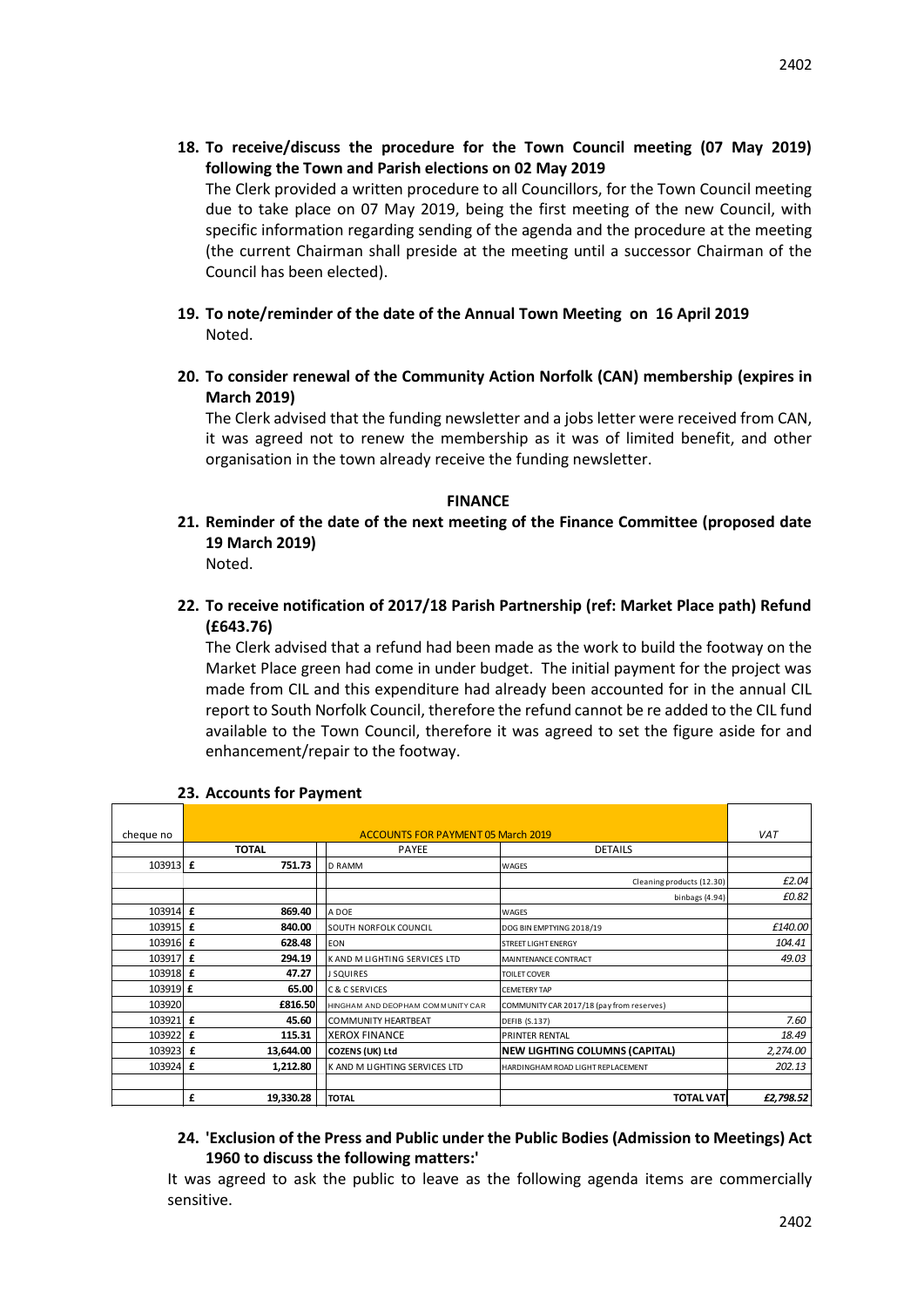**18. To receive/discuss the procedure for the Town Council meeting (07 May 2019) following the Town and Parish elections on 02 May 2019**

The Clerk provided a written procedure to all Councillors, for the Town Council meeting due to take place on 07 May 2019, being the first meeting of the new Council, with specific information regarding sending of the agenda and the procedure at the meeting (the current Chairman shall preside at the meeting until a successor Chairman of the Council has been elected).

**19. To note/reminder of the date of the Annual Town Meeting on 16 April 2019**

Noted.

**20. To consider renewal of the Community Action Norfolk (CAN) membership (expires in March 2019)**

The Clerk advised that the funding newsletter and a jobs letter were received from CAN, it was agreed not to renew the membership as it was of limited benefit, and other organisation in the town already receive the funding newsletter.

## FINANCE

**21. Reminder of the date of the next meeting of the Finance Committee (proposed date 19 March 2019)**

Noted.

**22. To receive notification of 2017/18 Parish Partnership (ref: Market Place path) Refund (£643.76)**

The Clerk advised that a refund had been made as the work to build the footway on the Market Place green had come in under budget. The initial payment for the project was made from CIL and this expenditure had already been accounted for in the annual CIL report to South Norfolk Council, therefore the refund cannot be re added to the CIL fund available to the Town Council, therefore it was agreed to set the figure aside for and enhancement/repair to the footway.

**23. Accounts for Payment**

| cheque no | ACCOUNTS FOR PAYMENT 05 March 2019 | | | VAT |
|---|---|---|---|---|
| | TOTAL | PAYEE | DETAILS | |
| 103913 | £ 751.73 | D RAMM | WAGES | |
| | | | Cleaning products (12.30) | £2.04 |
| | | | binbags (4.94) | £0.82 |
| 103914 | £ 869.40 | A DOE | WAGES | |
| 103915 | £ 840.00 | SOUTH NORFOLK COUNCIL | DOG BIN EMPTYING 2018/19 | £140.00 |
| 103916 | £ 628.48 | EON | STREET LIGHT ENERGY | 104.41 |
| 103917 | £ 294.19 | K AND M LIGHTING SERVICES LTD | MAINTENANCE CONTRACT | 49.03 |
| 103918 | £ 47.27 | J SQUIRES | TOILET COVER | |
| 103919 | £ 65.00 | C & C SERVICES | CEMETERY TAP | |
| 103920 | £816.50 | HINGHAM AND DEOPHAM COMMUNITY CAR | COMMUNITY CAR 2017/18 (pay from reserves) | |
| 103921 | £ 45.60 | COMMUNITY HEARTBEAT | DEFIB (S.137) | 7.60 |
| 103922 | £ 115.31 | XEROX FINANCE | PRINTER RENTAL | 18.49 |
| 103923 | £ 13,644.00 | **COZENS (UK) Ltd** | **NEW LIGHTING COLUMNS (CAPITAL)** | 2,274.00 |
| 103924 | £ 1,212.80 | K AND M LIGHTING SERVICES LTD | HARDINGHAM ROAD LIGHT REPLACEMENT | 202.13 |
| | | | | |
| | £ 19,330.28 | TOTAL | TOTAL VAT | £2,798.52 |

**24. 'Exclusion of the Press and Public under the Public Bodies (Admission to Meetings) Act 1960 to discuss the following matters:'**

It was agreed to ask the public to leave as the following agenda items are commercially sensitive.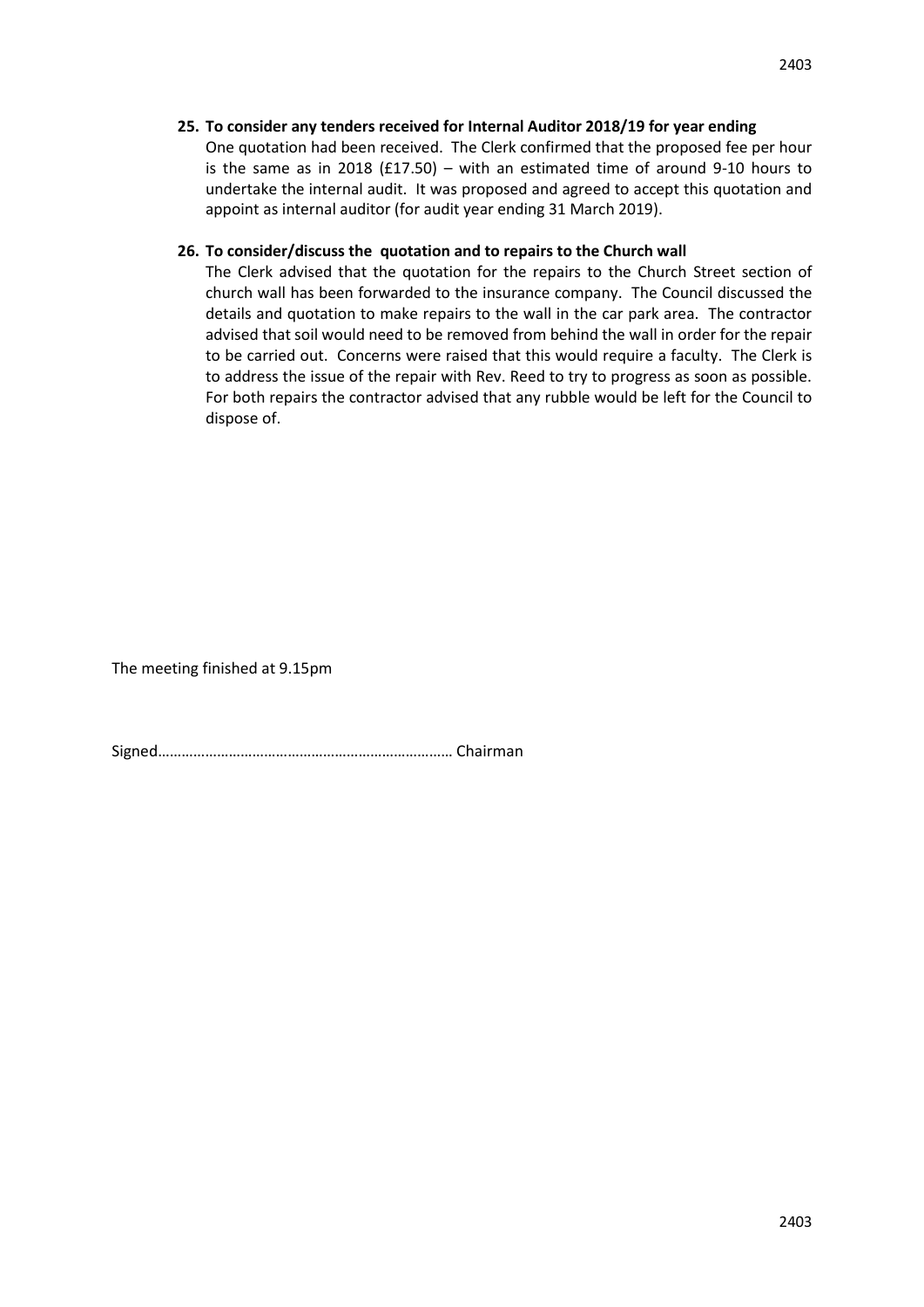**25. To consider any tenders received for Internal Auditor 2018/19 for year ending**

One quotation had been received. The Clerk confirmed that the proposed fee per hour is the same as in 2018 (£17.50) – with an estimated time of around 9-10 hours to undertake the internal audit. It was proposed and agreed to accept this quotation and appoint as internal auditor (for audit year ending 31 March 2019).

**26. To consider/discuss the quotation and to repairs to the Church wall**

The Clerk advised that the quotation for the repairs to the Church Street section of church wall has been forwarded to the insurance company. The Council discussed the details and quotation to make repairs to the wall in the car park area. The contractor advised that soil would need to be removed from behind the wall in order for the repair to be carried out. Concerns were raised that this would require a faculty. The Clerk is to address the issue of the repair with Rev. Reed to try to progress as soon as possible. For both repairs the contractor advised that any rubble would be left for the Council to dispose of.

The meeting finished at 9.15pm

Signed………………………………………………………………… Chairman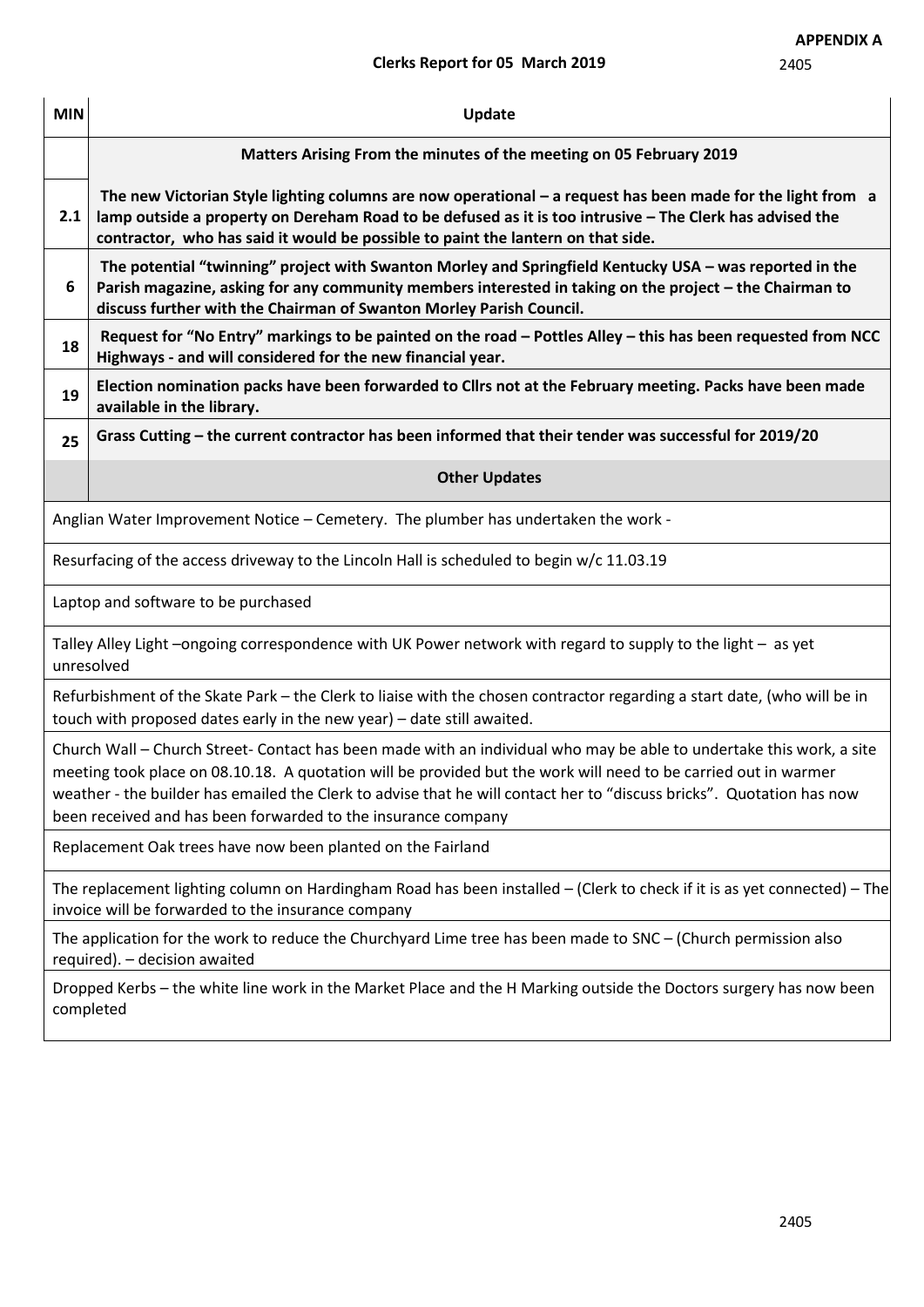**APPENDIX A**

**Clerks Report for 05 March 2019**

| MIN | Update |
|---|---|
| | **Matters Arising From the minutes of the meeting on 05 February 2019** |
| **2.1** | **The new Victorian Style lighting columns are now operational – a request has been made for the light from a lamp outside a property on Dereham Road to be defused as it is too intrusive – The Clerk has advised the contractor, who has said it would be possible to paint the lantern on that side.** |
| **6** | **The potential "twinning" project with Swanton Morley and Springfield Kentucky USA – was reported in the Parish magazine, asking for any community members interested in taking on the project – the Chairman to discuss further with the Chairman of Swanton Morley Parish Council.** |
| **18** | **Request for "No Entry" markings to be painted on the road – Pottles Alley – this has been requested from NCC Highways - and will considered for the new financial year.** |
| **19** | **Election nomination packs have been forwarded to Cllrs not at the February meeting. Packs have been made available in the library.** |
| **25** | **Grass Cutting – the current contractor has been informed that their tender was successful for 2019/20** |
| | **Other Updates** |
| | Anglian Water Improvement Notice – Cemetery. The plumber has undertaken the work - |
| | Resurfacing of the access driveway to the Lincoln Hall is scheduled to begin w/c 11.03.19 |
| | Laptop and software to be purchased |
| | Talley Alley Light –ongoing correspondence with UK Power network with regard to supply to the light – as yet unresolved |
| | Refurbishment of the Skate Park – the Clerk to liaise with the chosen contractor regarding a start date, (who will be in touch with proposed dates early in the new year) – date still awaited. |
| | Church Wall – Church Street- Contact has been made with an individual who may be able to undertake this work, a site meeting took place on 08.10.18. A quotation will be provided but the work will need to be carried out in warmer weather - the builder has emailed the Clerk to advise that he will contact her to "discuss bricks". Quotation has now been received and has been forwarded to the insurance company |
| | Replacement Oak trees have now been planted on the Fairland |
| | The replacement lighting column on Hardingham Road has been installed – (Clerk to check if it is as yet connected) – The invoice will be forwarded to the insurance company |
| | The application for the work to reduce the Churchyard Lime tree has been made to SNC – (Church permission also required). – decision awaited |
| | Dropped Kerbs – the white line work in the Market Place and the H Marking outside the Doctors surgery has now been completed |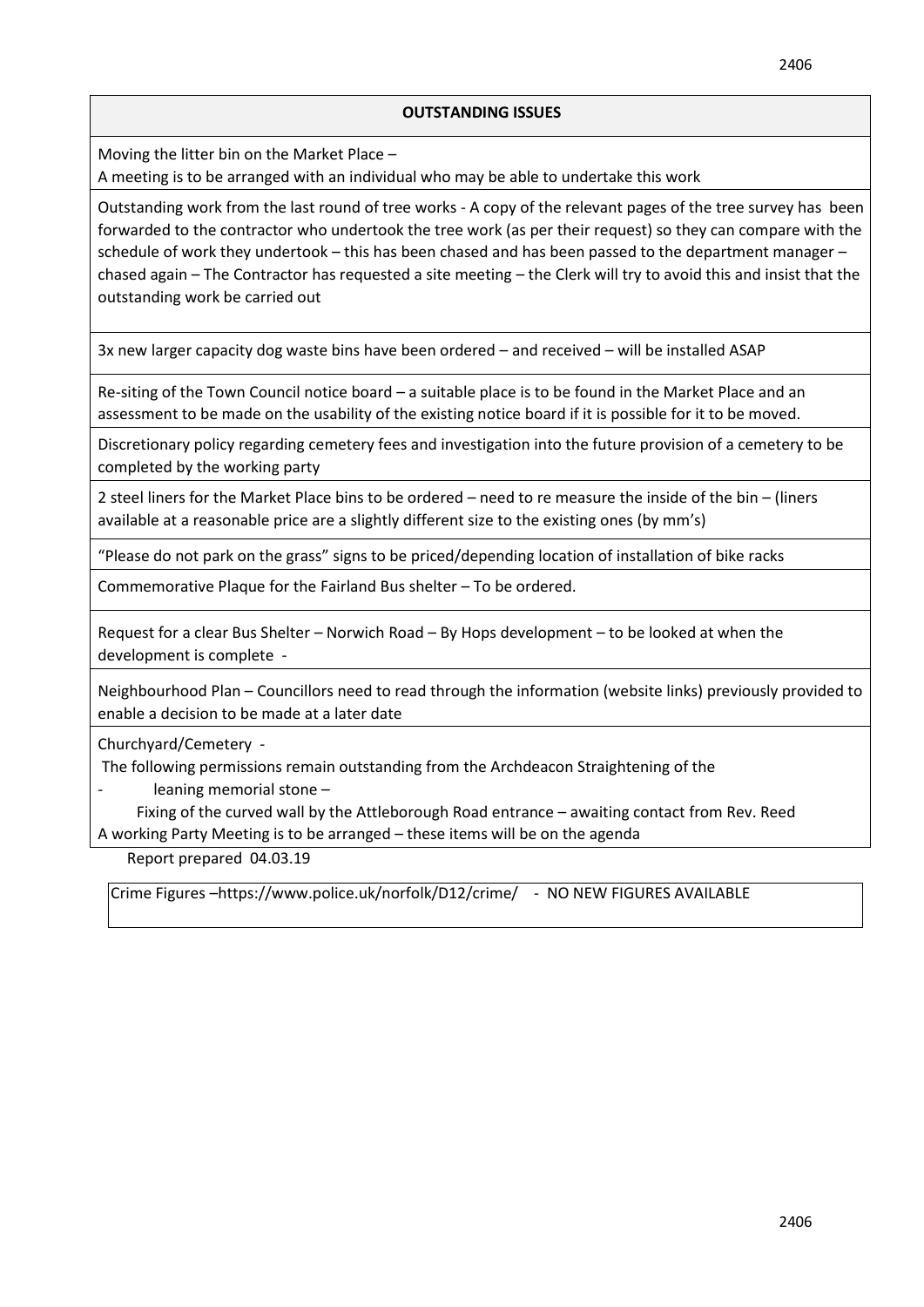**OUTSTANDING ISSUES**

Moving the litter bin on the Market Place –
A meeting is to be arranged with an individual who may be able to undertake this work

Outstanding work from the last round of tree works - A copy of the relevant pages of the tree survey has been forwarded to the contractor who undertook the tree work (as per their request) so they can compare with the schedule of work they undertook – this has been chased and has been passed to the department manager – chased again – The Contractor has requested a site meeting – the Clerk will try to avoid this and insist that the outstanding work be carried out

3x new larger capacity dog waste bins have been ordered – and received – will be installed ASAP

Re-siting of the Town Council notice board – a suitable place is to be found in the Market Place and an assessment to be made on the usability of the existing notice board if it is possible for it to be moved.

Discretionary policy regarding cemetery fees and investigation into the future provision of a cemetery to be completed by the working party

2 steel liners for the Market Place bins to be ordered – need to re measure the inside of the bin – (liners available at a reasonable price are a slightly different size to the existing ones (by mm's)

"Please do not park on the grass" signs to be priced/depending location of installation of bike racks

Commemorative Plaque for the Fairland Bus shelter – To be ordered.

Request for a clear Bus Shelter – Norwich Road – By Hops development – to be looked at when the development is complete -

Neighbourhood Plan – Councillors need to read through the information (website links) previously provided to enable a decision to be made at a later date

Churchyard/Cemetery -
The following permissions remain outstanding from the Archdeacon Straightening of the
- leaning memorial stone –
Fixing of the curved wall by the Attleborough Road entrance – awaiting contact from Rev. Reed
A working Party Meeting is to be arranged – these items will be on the agenda

Report prepared 04.03.19

Crime Figures –https://www.police.uk/norfolk/D12/crime/ - NO NEW FIGURES AVAILABLE